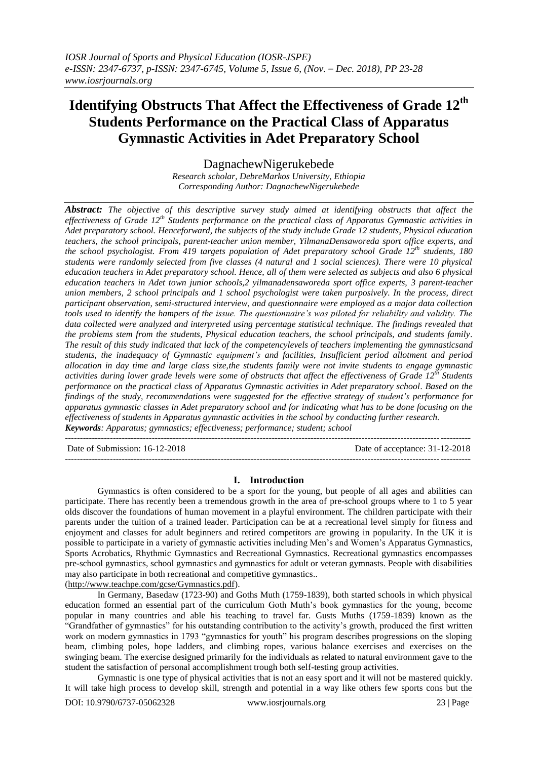# Identifying Obstructs That Affect the Effectiveness of Grade 12th Students Performance on the Practical Class of Apparatus Gymnastic Activities in Adet Preparatory School

DagnachewNigerukebede

*Research scholar, DebreMarkos University, Ethiopia*
*Corresponding Author: DagnachewNigerukebede*

***Abstract:*** *The objective of this descriptive survey study aimed at identifying obstructs that affect the effectiveness of Grade 12th Students performance on the practical class of Apparatus Gymnastic activities in Adet preparatory school. Henceforward, the subjects of the study include Grade 12 students, Physical education teachers, the school principals, parent-teacher union member, YilmanaDensaworeda sport office experts, and the school psychologist. From 419 targets population of Adet preparatory school Grade 12th students, 180 students were randomly selected from five classes (4 natural and 1 social sciences). There were 10 physical education teachers in Adet preparatory school. Hence, all of them were selected as subjects and also 6 physical education teachers in Adet town junior schools,2 yilmanadensaworeda sport office experts, 3 parent-teacher union members, 2 school principals and 1 school psychologist were taken purposively. In the process, direct participant observation, semi-structured interview, and questionnaire were employed as a major data collection tools used to identify the hampers of the issue. The questionnaire's was piloted for reliability and validity. The data collected were analyzed and interpreted using percentage statistical technique. The findings revealed that the problems stem from the students, Physical education teachers, the school principals, and students family. The result of this study indicated that lack of the competencylevels of teachers implementing the gymnasticsand students, the inadequacy of Gymnastic equipment's and facilities, Insufficient period allotment and period allocation in day time and large class size,the students family were not invite students to engage gymnastic activities during lower grade levels were some of obstructs that affect the effectiveness of Grade 12th Students performance on the practical class of Apparatus Gymnastic activities in Adet preparatory school. Based on the findings of the study, recommendations were suggested for the effective strategy of student's performance for apparatus gymnastic classes in Adet preparatory school and for indicating what has to be done focusing on the effectiveness of students in Apparatus gymnastic activities in the school by conducting further research.*

***Keywords****: Apparatus; gymnastics; effectiveness; performance; student; school*

---

Date of Submission: 16-12-2018 Date of acceptance: 31-12-2018

---

## I. Introduction

Gymnastics is often considered to be a sport for the young, but people of all ages and abilities can participate. There has recently been a tremendous growth in the area of pre-school groups where to 1 to 5 year olds discover the foundations of human movement in a playful environment. The children participate with their parents under the tuition of a trained leader. Participation can be at a recreational level simply for fitness and enjoyment and classes for adult beginners and retired competitors are growing in popularity. In the UK it is possible to participate in a variety of gymnastic activities including Men's and Women's Apparatus Gymnastics, Sports Acrobatics, Rhythmic Gymnastics and Recreational Gymnastics. Recreational gymnastics encompasses pre-school gymnastics, school gymnastics and gymnastics for adult or veteran gymnasts. People with disabilities may also participate in both recreational and competitive gymnastics.. (http://www.teachpe.com/gcse/Gymnastics.pdf).

In Germany, Basedaw (1723-90) and Goths Muth (1759-1839), both started schools in which physical education formed an essential part of the curriculum Goth Muth's book gymnastics for the young, become popular in many countries and able his teaching to travel far. Gusts Muths (1759-1839) known as the "Grandfather of gymnastics" for his outstanding contribution to the activity's growth, produced the first written work on modern gymnastics in 1793 "gymnastics for youth" his program describes progressions on the sloping beam, climbing poles, hope ladders, and climbing ropes, various balance exercises and exercises on the swinging beam. The exercise designed primarily for the individuals as related to natural environment gave to the student the satisfaction of personal accomplishment trough both self-testing group activities.

Gymnastic is one type of physical activities that is not an easy sport and it will not be mastered quickly. It will take high process to develop skill, strength and potential in a way like others few sports cons but the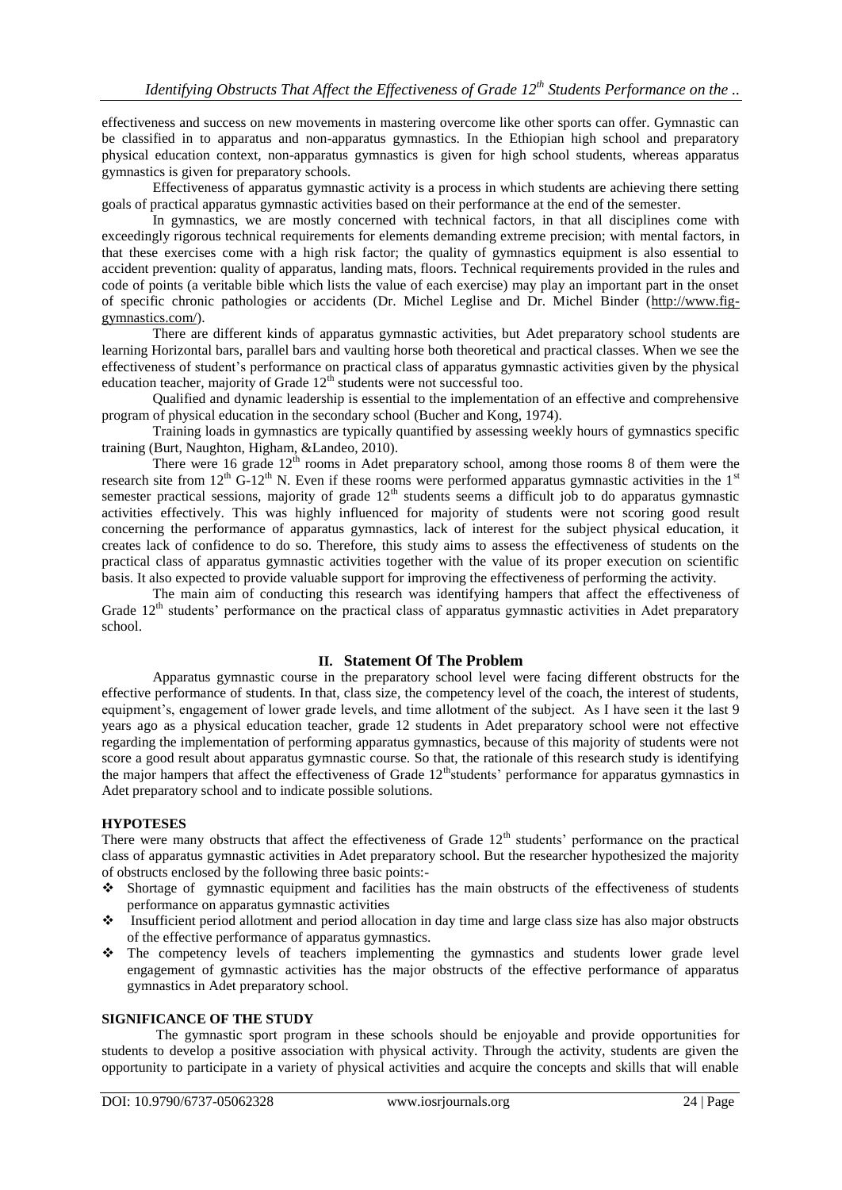effectiveness and success on new movements in mastering overcome like other sports can offer. Gymnastic can be classified in to apparatus and non-apparatus gymnastics. In the Ethiopian high school and preparatory physical education context, non-apparatus gymnastics is given for high school students, whereas apparatus gymnastics is given for preparatory schools.

Effectiveness of apparatus gymnastic activity is a process in which students are achieving there setting goals of practical apparatus gymnastic activities based on their performance at the end of the semester.

In gymnastics, we are mostly concerned with technical factors, in that all disciplines come with exceedingly rigorous technical requirements for elements demanding extreme precision; with mental factors, in that these exercises come with a high risk factor; the quality of gymnastics equipment is also essential to accident prevention: quality of apparatus, landing mats, floors. Technical requirements provided in the rules and code of points (a veritable bible which lists the value of each exercise) may play an important part in the onset of specific chronic pathologies or accidents (Dr. Michel Leglise and Dr. Michel Binder (http://www.fig-gymnastics.com/).

There are different kinds of apparatus gymnastic activities, but Adet preparatory school students are learning Horizontal bars, parallel bars and vaulting horse both theoretical and practical classes. When we see the effectiveness of student's performance on practical class of apparatus gymnastic activities given by the physical education teacher, majority of Grade 12th students were not successful too.

Qualified and dynamic leadership is essential to the implementation of an effective and comprehensive program of physical education in the secondary school (Bucher and Kong, 1974).

Training loads in gymnastics are typically quantified by assessing weekly hours of gymnastics specific training (Burt, Naughton, Higham, &Landeo, 2010).

There were 16 grade 12th rooms in Adet preparatory school, among those rooms 8 of them were the research site from 12th G-12th N. Even if these rooms were performed apparatus gymnastic activities in the 1st semester practical sessions, majority of grade 12th students seems a difficult job to do apparatus gymnastic activities effectively. This was highly influenced for majority of students were not scoring good result concerning the performance of apparatus gymnastics, lack of interest for the subject physical education, it creates lack of confidence to do so. Therefore, this study aims to assess the effectiveness of students on the practical class of apparatus gymnastic activities together with the value of its proper execution on scientific basis. It also expected to provide valuable support for improving the effectiveness of performing the activity.

The main aim of conducting this research was identifying hampers that affect the effectiveness of Grade 12th students' performance on the practical class of apparatus gymnastic activities in Adet preparatory school.

## II. Statement Of The Problem

Apparatus gymnastic course in the preparatory school level were facing different obstructs for the effective performance of students. In that, class size, the competency level of the coach, the interest of students, equipment's, engagement of lower grade levels, and time allotment of the subject. As I have seen it the last 9 years ago as a physical education teacher, grade 12 students in Adet preparatory school were not effective regarding the implementation of performing apparatus gymnastics, because of this majority of students were not score a good result about apparatus gymnastic course. So that, the rationale of this research study is identifying the major hampers that affect the effectiveness of Grade 12thstudents' performance for apparatus gymnastics in Adet preparatory school and to indicate possible solutions.

### HYPOTESES

There were many obstructs that affect the effectiveness of Grade 12th students' performance on the practical class of apparatus gymnastic activities in Adet preparatory school. But the researcher hypothesized the majority of obstructs enclosed by the following three basic points:-

- Shortage of gymnastic equipment and facilities has the main obstructs of the effectiveness of students performance on apparatus gymnastic activities
- Insufficient period allotment and period allocation in day time and large class size has also major obstructs of the effective performance of apparatus gymnastics.
- The competency levels of teachers implementing the gymnastics and students lower grade level engagement of gymnastic activities has the major obstructs of the effective performance of apparatus gymnastics in Adet preparatory school.

### SIGNIFICANCE OF THE STUDY

The gymnastic sport program in these schools should be enjoyable and provide opportunities for students to develop a positive association with physical activity. Through the activity, students are given the opportunity to participate in a variety of physical activities and acquire the concepts and skills that will enable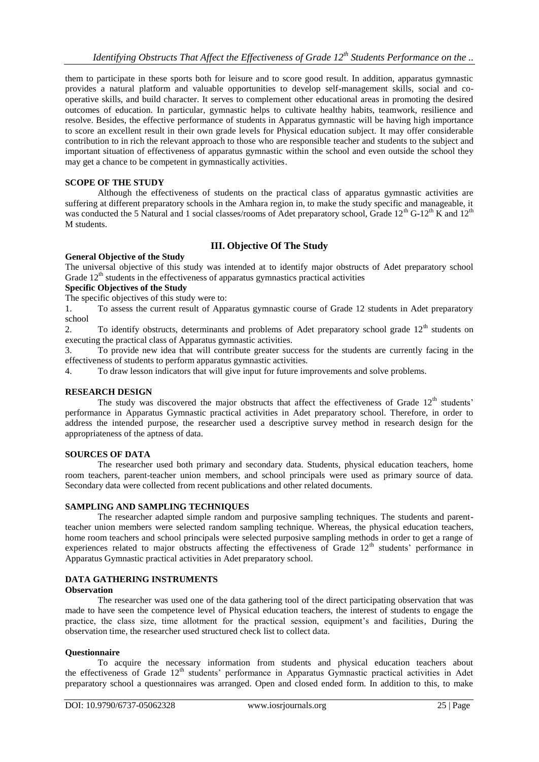them to participate in these sports both for leisure and to score good result. In addition, apparatus gymnastic provides a natural platform and valuable opportunities to develop self-management skills, social and co-operative skills, and build character. It serves to complement other educational areas in promoting the desired outcomes of education. In particular, gymnastic helps to cultivate healthy habits, teamwork, resilience and resolve. Besides, the effective performance of students in Apparatus gymnastic will be having high importance to score an excellent result in their own grade levels for Physical education subject. It may offer considerable contribution to in rich the relevant approach to those who are responsible teacher and students to the subject and important situation of effectiveness of apparatus gymnastic within the school and even outside the school they may get a chance to be competent in gymnastically activities.

**SCOPE OF THE STUDY**

Although the effectiveness of students on the practical class of apparatus gymnastic activities are suffering at different preparatory schools in the Amhara region in, to make the study specific and manageable, it was conducted the 5 Natural and 1 social classes/rooms of Adet preparatory school, Grade 12th G-12th K and 12th M students.

## III. Objective Of The Study

**General Objective of the Study**

The universal objective of this study was intended at to identify major obstructs of Adet preparatory school Grade 12th students in the effectiveness of apparatus gymnastics practical activities

**Specific Objectives of the Study**

The specific objectives of this study were to:

1. To assess the current result of Apparatus gymnastic course of Grade 12 students in Adet preparatory school
2. To identify obstructs, determinants and problems of Adet preparatory school grade 12th students on executing the practical class of Apparatus gymnastic activities.
3. To provide new idea that will contribute greater success for the students are currently facing in the effectiveness of students to perform apparatus gymnastic activities.
4. To draw lesson indicators that will give input for future improvements and solve problems.

**RESEARCH DESIGN**

The study was discovered the major obstructs that affect the effectiveness of Grade 12th students' performance in Apparatus Gymnastic practical activities in Adet preparatory school. Therefore, in order to address the intended purpose, the researcher used a descriptive survey method in research design for the appropriateness of the aptness of data.

**SOURCES OF DATA**

The researcher used both primary and secondary data. Students, physical education teachers, home room teachers, parent-teacher union members, and school principals were used as primary source of data. Secondary data were collected from recent publications and other related documents.

**SAMPLING AND SAMPLING TECHNIQUES**

The researcher adapted simple random and purposive sampling techniques. The students and parent-teacher union members were selected random sampling technique. Whereas, the physical education teachers, home room teachers and school principals were selected purposive sampling methods in order to get a range of experiences related to major obstructs affecting the effectiveness of Grade 12th students' performance in Apparatus Gymnastic practical activities in Adet preparatory school.

**DATA GATHERING INSTRUMENTS**

**Observation**

The researcher was used one of the data gathering tool of the direct participating observation that was made to have seen the competence level of Physical education teachers, the interest of students to engage the practice, the class size, time allotment for the practical session, equipment's and facilities, During the observation time, the researcher used structured check list to collect data.

**Questionnaire**

To acquire the necessary information from students and physical education teachers about the effectiveness of Grade 12th students' performance in Apparatus Gymnastic practical activities in Adet preparatory school a questionnaires was arranged. Open and closed ended form. In addition to this, to make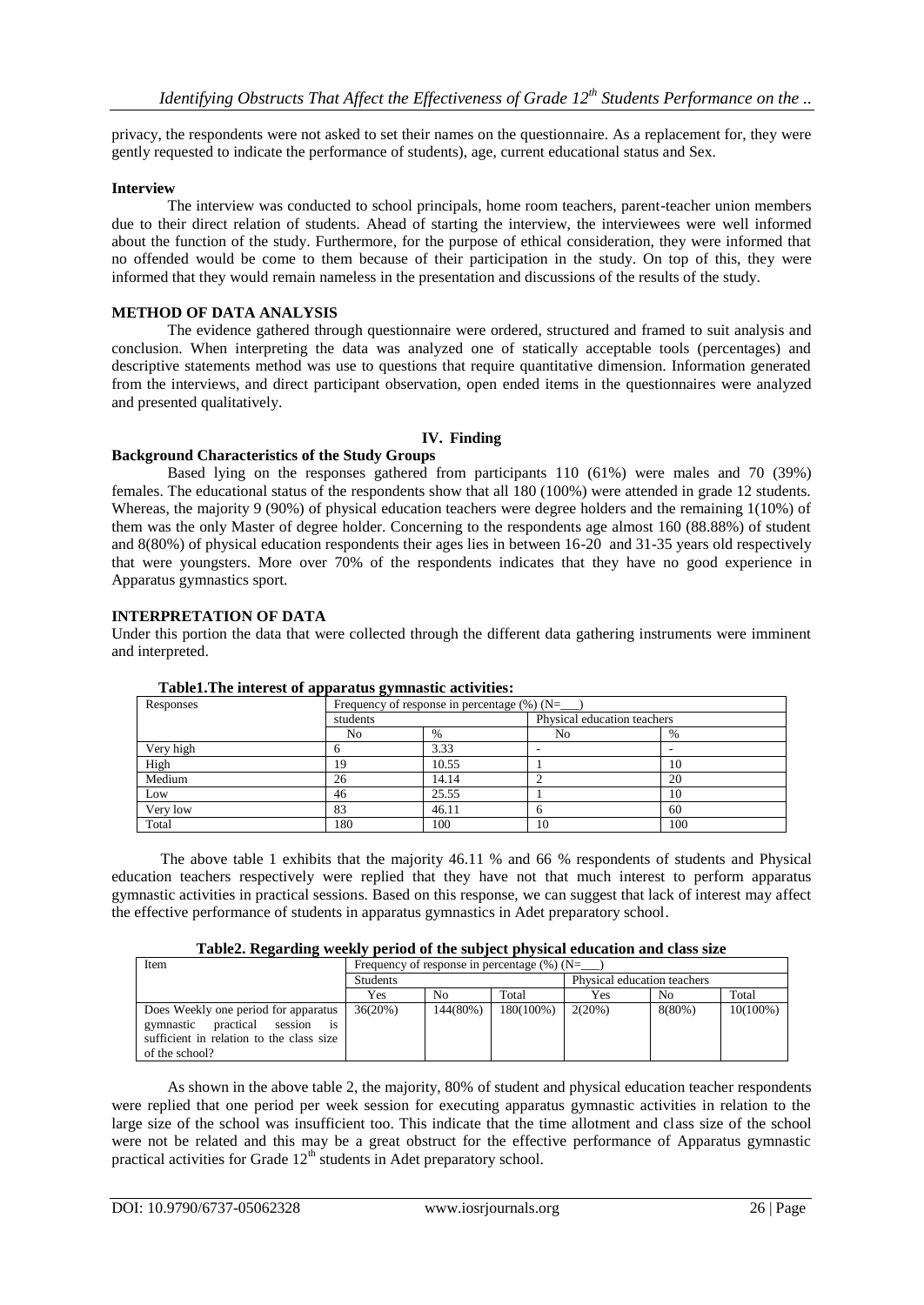privacy, the respondents were not asked to set their names on the questionnaire. As a replacement for, they were gently requested to indicate the performance of students), age, current educational status and Sex.

**Interview**

The interview was conducted to school principals, home room teachers, parent-teacher union members due to their direct relation of students. Ahead of starting the interview, the interviewees were well informed about the function of the study. Furthermore, for the purpose of ethical consideration, they were informed that no offended would be come to them because of their participation in the study. On top of this, they were informed that they would remain nameless in the presentation and discussions of the results of the study.

**METHOD OF DATA ANALYSIS**

The evidence gathered through questionnaire were ordered, structured and framed to suit analysis and conclusion. When interpreting the data was analyzed one of statically acceptable tools (percentages) and descriptive statements method was use to questions that require quantitative dimension. Information generated from the interviews, and direct participant observation, open ended items in the questionnaires were analyzed and presented qualitatively.

## IV. Finding

**Background Characteristics of the Study Groups**

Based lying on the responses gathered from participants 110 (61%) were males and 70 (39%) females. The educational status of the respondents show that all 180 (100%) were attended in grade 12 students. Whereas, the majority 9 (90%) of physical education teachers were degree holders and the remaining 1(10%) of them was the only Master of degree holder. Concerning to the respondents age almost 160 (88.88%) of student and 8(80%) of physical education respondents their ages lies in between 16-20 and 31-35 years old respectively that were youngsters. More over 70% of the respondents indicates that they have no good experience in Apparatus gymnastics sport.

**INTERPRETATION OF DATA**

Under this portion the data that were collected through the different data gathering instruments were imminent and interpreted.

**Table1.The interest of apparatus gymnastic activities:**

| Responses | Frequency of response in percentage (%) (N=___) | | | |
|---|---|---|---|---|
| | students | | Physical education teachers | |
| | No | % | No | % |
| Very high | 6 | 3.33 | - | - |
| High | 19 | 10.55 | 1 | 10 |
| Medium | 26 | 14.14 | 2 | 20 |
| Low | 46 | 25.55 | 1 | 10 |
| Very low | 83 | 46.11 | 6 | 60 |
| Total | 180 | 100 | 10 | 100 |

The above table 1 exhibits that the majority 46.11 % and 66 % respondents of students and Physical education teachers respectively were replied that they have not that much interest to perform apparatus gymnastic activities in practical sessions. Based on this response, we can suggest that lack of interest may affect the effective performance of students in apparatus gymnastics in Adet preparatory school.

**Table2. Regarding weekly period of the subject physical education and class size**

| Item | Frequency of response in percentage (%) (N=___) | | | | | |
|---|---|---|---|---|---|---|
| | Students | | | Physical education teachers | | |
| | Yes | No | Total | Yes | No | Total |
| Does Weekly one period for apparatus gymnastic practical session is sufficient in relation to the class size of the school? | 36(20%) | 144(80%) | 180(100%) | 2(20%) | 8(80%) | 10(100%) |

As shown in the above table 2, the majority, 80% of student and physical education teacher respondents were replied that one period per week session for executing apparatus gymnastic activities in relation to the large size of the school was insufficient too. This indicate that the time allotment and class size of the school were not be related and this may be a great obstruct for the effective performance of Apparatus gymnastic practical activities for Grade 12th students in Adet preparatory school.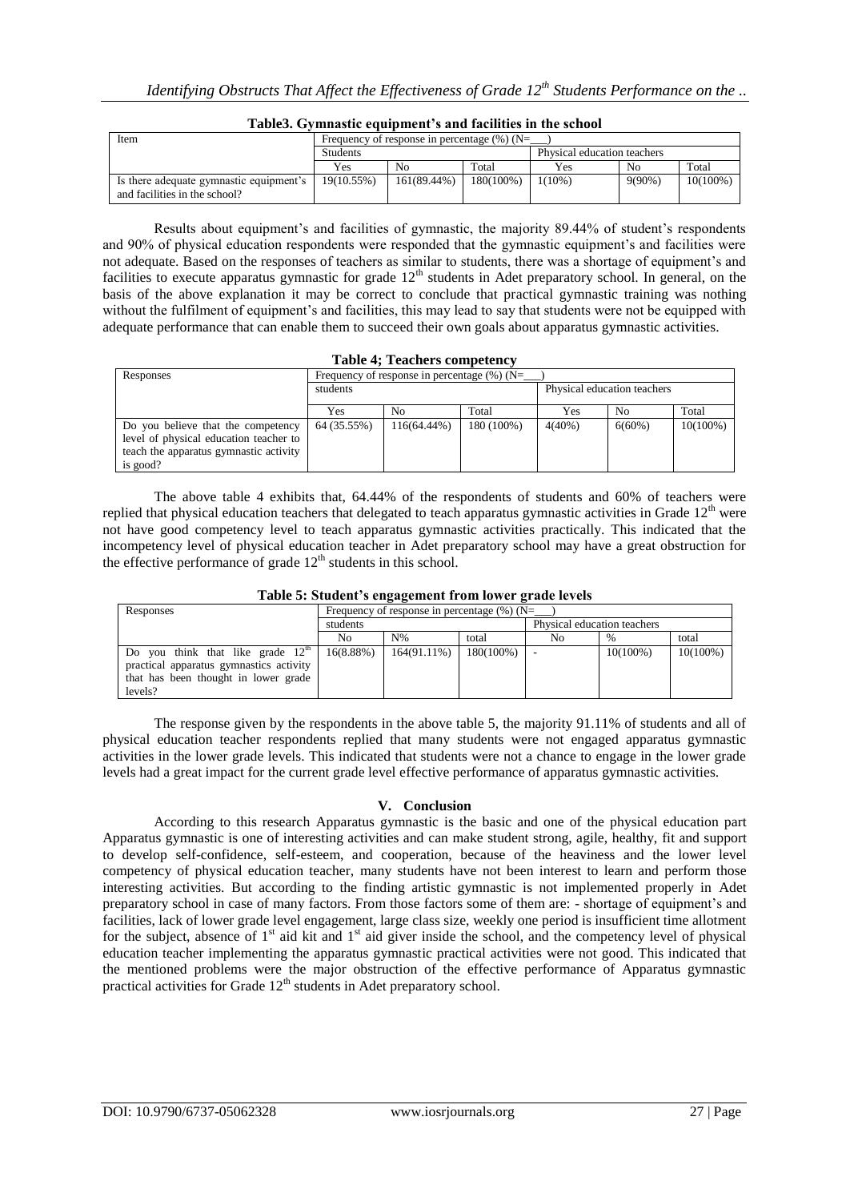**Table3. Gymnastic equipment's and facilities in the school**

| Item | Frequency of response in percentage (%) (N=___) | | | | | |
|---|---|---|---|---|---|---|
| | Students | | | Physical education teachers | | |
| | Yes | No | Total | Yes | No | Total |
| Is there adequate gymnastic equipment's and facilities in the school? | 19(10.55%) | 161(89.44%) | 180(100%) | 1(10%) | 9(90%) | 10(100%) |

Results about equipment's and facilities of gymnastic, the majority 89.44% of student's respondents and 90% of physical education respondents were responded that the gymnastic equipment's and facilities were not adequate. Based on the responses of teachers as similar to students, there was a shortage of equipment's and facilities to execute apparatus gymnastic for grade 12th students in Adet preparatory school. In general, on the basis of the above explanation it may be correct to conclude that practical gymnastic training was nothing without the fulfilment of equipment's and facilities, this may lead to say that students were not be equipped with adequate performance that can enable them to succeed their own goals about apparatus gymnastic activities.

**Table 4; Teachers competency**

| Responses | Frequency of response in percentage (%) (N=___) | | | | | |
|---|---|---|---|---|---|---|
| | students | | | Physical education teachers | | |
| | Yes | No | Total | Yes | No | Total |
| Do you believe that the competency level of physical education teacher to teach the apparatus gymnastic activity is good? | 64 (35.55%) | 116(64.44%) | 180 (100%) | 4(40%) | 6(60%) | 10(100%) |

The above table 4 exhibits that, 64.44% of the respondents of students and 60% of teachers were replied that physical education teachers that delegated to teach apparatus gymnastic activities in Grade 12th were not have good competency level to teach apparatus gymnastic activities practically. This indicated that the incompetency level of physical education teacher in Adet preparatory school may have a great obstruction for the effective performance of grade 12th students in this school.

**Table 5: Student's engagement from lower grade levels**

| Responses | Frequency of response in percentage (%) (N=___) | | | | | |
|---|---|---|---|---|---|---|
| | students | | | Physical education teachers | | |
| | No | N% | total | No | % | total |
| Do you think that like grade 12th practical apparatus gymnastics activity that has been thought in lower grade levels? | 16(8.88%) | 164(91.11%) | 180(100%) | - | 10(100%) | 10(100%) |

The response given by the respondents in the above table 5, the majority 91.11% of students and all of physical education teacher respondents replied that many students were not engaged apparatus gymnastic activities in the lower grade levels. This indicated that students were not a chance to engage in the lower grade levels had a great impact for the current grade level effective performance of apparatus gymnastic activities.

## V. Conclusion

According to this research Apparatus gymnastic is the basic and one of the physical education part Apparatus gymnastic is one of interesting activities and can make student strong, agile, healthy, fit and support to develop self-confidence, self-esteem, and cooperation, because of the heaviness and the lower level competency of physical education teacher, many students have not been interest to learn and perform those interesting activities. But according to the finding artistic gymnastic is not implemented properly in Adet preparatory school in case of many factors. From those factors some of them are: - shortage of equipment's and facilities, lack of lower grade level engagement, large class size, weekly one period is insufficient time allotment for the subject, absence of 1st aid kit and 1st aid giver inside the school, and the competency level of physical education teacher implementing the apparatus gymnastic practical activities were not good. This indicated that the mentioned problems were the major obstruction of the effective performance of Apparatus gymnastic practical activities for Grade 12th students in Adet preparatory school.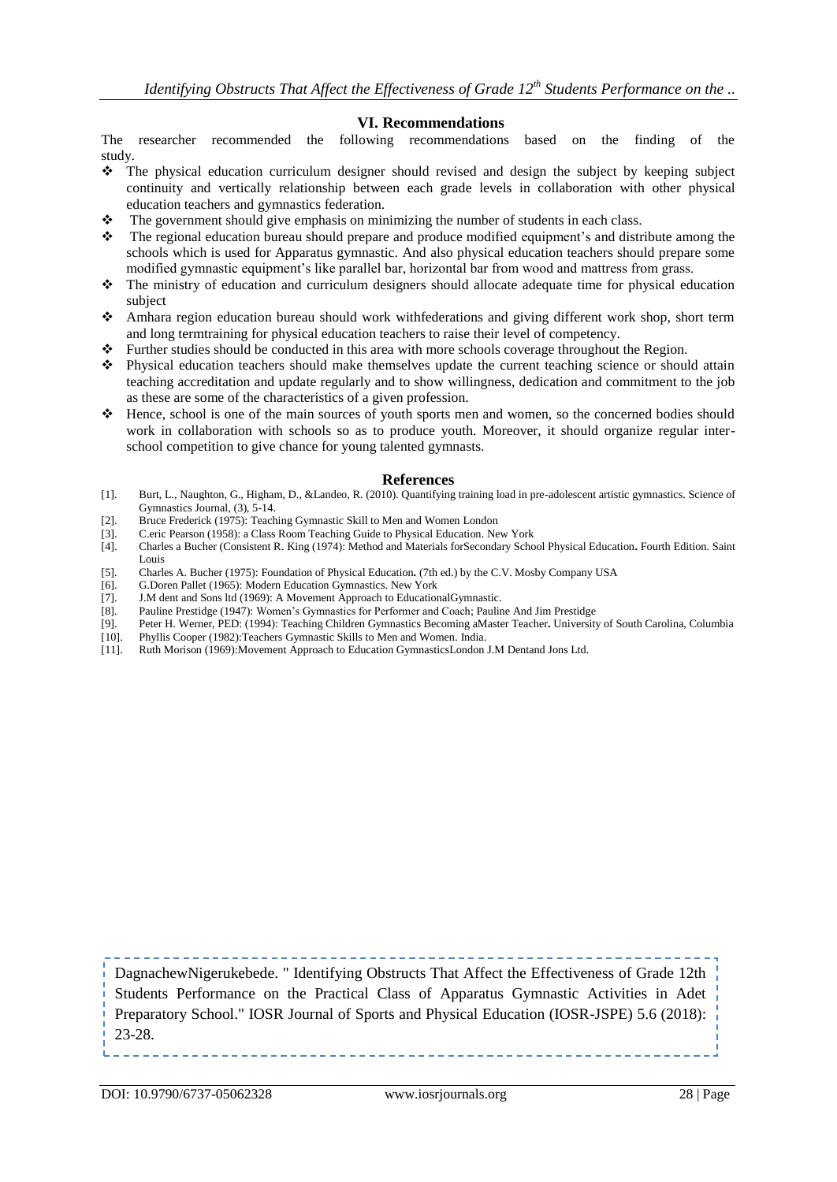## VI. Recommendations

The researcher recommended the following recommendations based on the finding of the study.

- The physical education curriculum designer should revised and design the subject by keeping subject continuity and vertically relationship between each grade levels in collaboration with other physical education teachers and gymnastics federation.
- The government should give emphasis on minimizing the number of students in each class.
- The regional education bureau should prepare and produce modified equipment's and distribute among the schools which is used for Apparatus gymnastic. And also physical education teachers should prepare some modified gymnastic equipment's like parallel bar, horizontal bar from wood and mattress from grass.
- The ministry of education and curriculum designers should allocate adequate time for physical education subject
- Amhara region education bureau should work withfederations and giving different work shop, short term and long termtraining for physical education teachers to raise their level of competency.
- Further studies should be conducted in this area with more schools coverage throughout the Region.
- Physical education teachers should make themselves update the current teaching science or should attain teaching accreditation and update regularly and to show willingness, dedication and commitment to the job as these are some of the characteristics of a given profession.
- Hence, school is one of the main sources of youth sports men and women, so the concerned bodies should work in collaboration with schools so as to produce youth. Moreover, it should organize regular inter-school competition to give chance for young talented gymnasts.

## References

[1]. Burt, L., Naughton, G., Higham, D., &Landeo, R. (2010). Quantifying training load in pre-adolescent artistic gymnastics. Science of Gymnastics Journal, (3), 5-14.
[2]. Bruce Frederick (1975): Teaching Gymnastic Skill to Men and Women London
[3]. C.eric Pearson (1958): a Class Room Teaching Guide to Physical Education. New York
[4]. Charles a Bucher (Consistent R. King (1974): Method and Materials forSecondary School Physical Education**.** Fourth Edition. Saint Louis
[5]. Charles A. Bucher (1975): Foundation of Physical Education**.** (7th ed.) by the C.V. Mosby Company USA
[6]. G.Doren Pallet (1965): Modern Education Gymnastics. New York
[7]. J.M dent and Sons ltd (1969): A Movement Approach to EducationalGymnastic.
[8]. Pauline Prestidge (1947): Women's Gymnastics for Performer and Coach; Pauline And Jim Prestidge
[9]. Peter H. Werner, PED: (1994): Teaching Children Gymnastics Becoming aMaster Teacher**.** University of South Carolina, Columbia
[10]. Phyllis Cooper (1982):Teachers Gymnastic Skills to Men and Women. India.
[11]. Ruth Morison (1969):Movement Approach to Education GymnasticsLondon J.M Dentand Jons Ltd.

DagnachewNigerukebede. " Identifying Obstructs That Affect the Effectiveness of Grade 12th Students Performance on the Practical Class of Apparatus Gymnastic Activities in Adet Preparatory School." IOSR Journal of Sports and Physical Education (IOSR-JSPE) 5.6 (2018): 23-28.